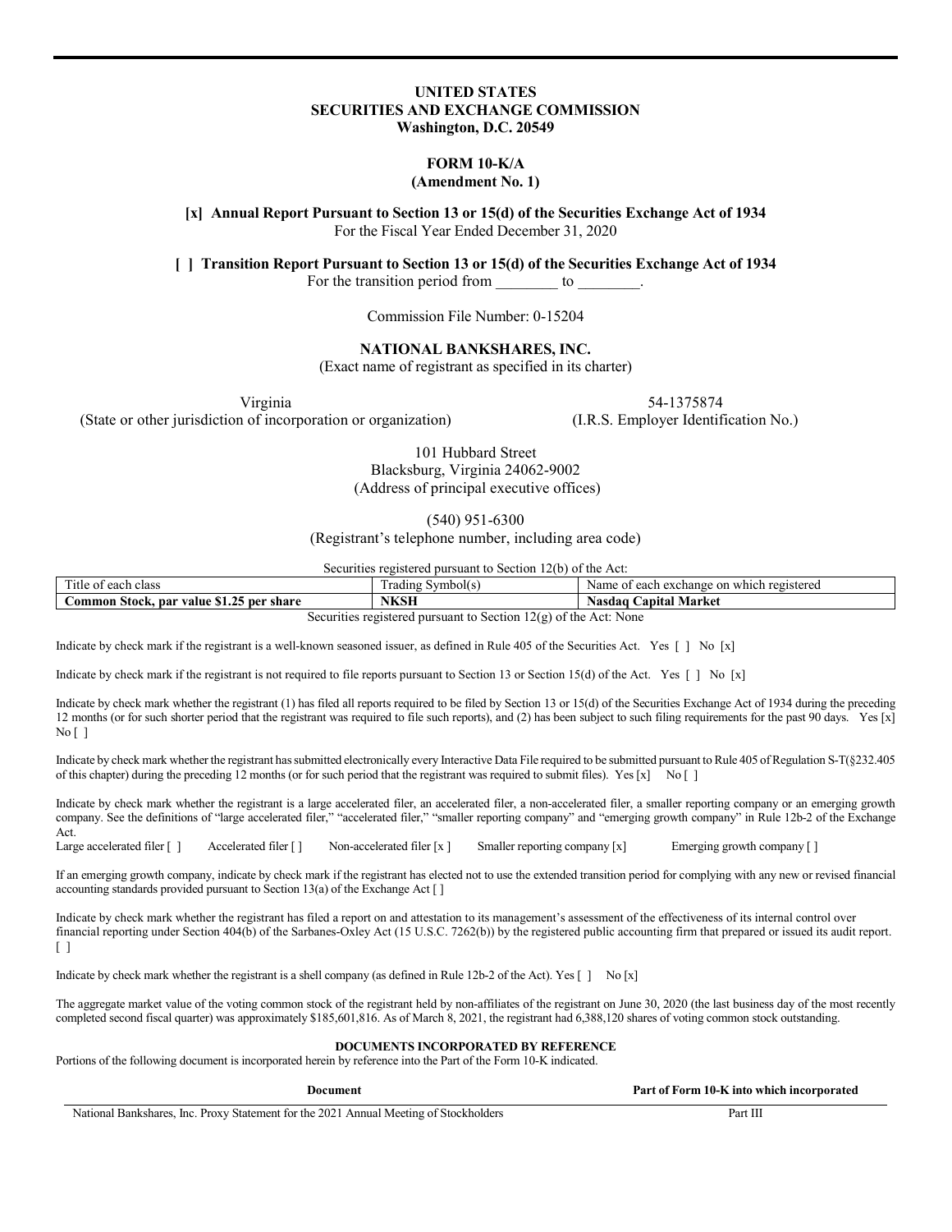**UNITED STATES**
**SECURITIES AND EXCHANGE COMMISSION**
**Washington, D.C. 20549**

**FORM 10-K/A**
**(Amendment No. 1)**

**[x] Annual Report Pursuant to Section 13 or 15(d) of the Securities Exchange Act of 1934**
For the Fiscal Year Ended December 31, 2020

**[ ] Transition Report Pursuant to Section 13 or 15(d) of the Securities Exchange Act of 1934**
For the transition period from ________ to ________.

Commission File Number: 0-15204

**NATIONAL BANKSHARES, INC.**
(Exact name of registrant as specified in its charter)

| Virginia | 54-1375874 |
|---|---|
| (State or other jurisdiction of incorporation or organization) | (I.R.S. Employer Identification No.) |

101 Hubbard Street
Blacksburg, Virginia 24062-9002
(Address of principal executive offices)

(540) 951-6300
(Registrant's telephone number, including area code)

Securities registered pursuant to Section 12(b) of the Act:

| Title of each class | Trading Symbol(s) | Name of each exchange on which registered |
|---|---|---|
| **Common Stock, par value $1.25 per share** | **NKSH** | **Nasdaq Capital Market** |

Securities registered pursuant to Section 12(g) of the Act: None

Indicate by check mark if the registrant is a well-known seasoned issuer, as defined in Rule 405 of the Securities Act. Yes [ ] No [x]

Indicate by check mark if the registrant is not required to file reports pursuant to Section 13 or Section 15(d) of the Act. Yes [ ] No [x]

Indicate by check mark whether the registrant (1) has filed all reports required to be filed by Section 13 or 15(d) of the Securities Exchange Act of 1934 during the preceding 12 months (or for such shorter period that the registrant was required to file such reports), and (2) has been subject to such filing requirements for the past 90 days. Yes [x] No [ ]

Indicate by check mark whether the registrant has submitted electronically every Interactive Data File required to be submitted pursuant to Rule 405 of Regulation S-T(§232.405 of this chapter) during the preceding 12 months (or for such period that the registrant was required to submit files). Yes [x] No [ ]

Indicate by check mark whether the registrant is a large accelerated filer, an accelerated filer, a non-accelerated filer, a smaller reporting company or an emerging growth company. See the definitions of "large accelerated filer," "accelerated filer," "smaller reporting company" and "emerging growth company" in Rule 12b-2 of the Exchange Act.
Large accelerated filer [ ] Accelerated filer [ ] Non-accelerated filer [x ] Smaller reporting company [x] Emerging growth company [ ]

If an emerging growth company, indicate by check mark if the registrant has elected not to use the extended transition period for complying with any new or revised financial accounting standards provided pursuant to Section 13(a) of the Exchange Act [ ]

Indicate by check mark whether the registrant has filed a report on and attestation to its management's assessment of the effectiveness of its internal control over financial reporting under Section 404(b) of the Sarbanes-Oxley Act (15 U.S.C. 7262(b)) by the registered public accounting firm that prepared or issued its audit report. [ ]

Indicate by check mark whether the registrant is a shell company (as defined in Rule 12b-2 of the Act). Yes [ ] No [x]

The aggregate market value of the voting common stock of the registrant held by non-affiliates of the registrant on June 30, 2020 (the last business day of the most recently completed second fiscal quarter) was approximately $185,601,816. As of March 8, 2021, the registrant had 6,388,120 shares of voting common stock outstanding.

**DOCUMENTS INCORPORATED BY REFERENCE**

Portions of the following document is incorporated herein by reference into the Part of the Form 10-K indicated.

| Document | Part of Form 10-K into which incorporated |
|---|---|
| National Bankshares, Inc. Proxy Statement for the 2021 Annual Meeting of Stockholders | Part III |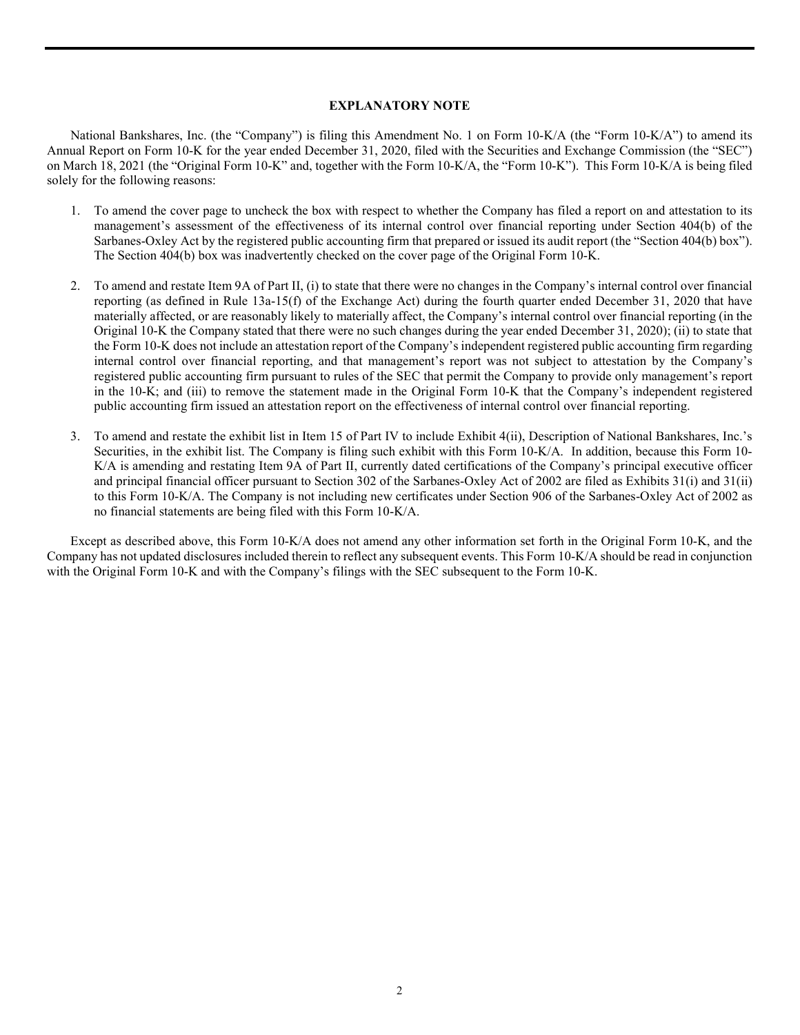## EXPLANATORY NOTE

National Bankshares, Inc. (the "Company") is filing this Amendment No. 1 on Form 10-K/A (the "Form 10-K/A") to amend its Annual Report on Form 10-K for the year ended December 31, 2020, filed with the Securities and Exchange Commission (the "SEC") on March 18, 2021 (the "Original Form 10-K" and, together with the Form 10-K/A, the "Form 10-K"). This Form 10-K/A is being filed solely for the following reasons:

1. To amend the cover page to uncheck the box with respect to whether the Company has filed a report on and attestation to its management's assessment of the effectiveness of its internal control over financial reporting under Section 404(b) of the Sarbanes-Oxley Act by the registered public accounting firm that prepared or issued its audit report (the "Section 404(b) box"). The Section 404(b) box was inadvertently checked on the cover page of the Original Form 10-K.

2. To amend and restate Item 9A of Part II, (i) to state that there were no changes in the Company's internal control over financial reporting (as defined in Rule 13a-15(f) of the Exchange Act) during the fourth quarter ended December 31, 2020 that have materially affected, or are reasonably likely to materially affect, the Company's internal control over financial reporting (in the Original 10-K the Company stated that there were no such changes during the year ended December 31, 2020); (ii) to state that the Form 10-K does not include an attestation report of the Company's independent registered public accounting firm regarding internal control over financial reporting, and that management's report was not subject to attestation by the Company's registered public accounting firm pursuant to rules of the SEC that permit the Company to provide only management's report in the 10-K; and (iii) to remove the statement made in the Original Form 10-K that the Company's independent registered public accounting firm issued an attestation report on the effectiveness of internal control over financial reporting.

3. To amend and restate the exhibit list in Item 15 of Part IV to include Exhibit 4(ii), Description of National Bankshares, Inc.'s Securities, in the exhibit list. The Company is filing such exhibit with this Form 10-K/A. In addition, because this Form 10-K/A is amending and restating Item 9A of Part II, currently dated certifications of the Company's principal executive officer and principal financial officer pursuant to Section 302 of the Sarbanes-Oxley Act of 2002 are filed as Exhibits 31(i) and 31(ii) to this Form 10-K/A. The Company is not including new certificates under Section 906 of the Sarbanes-Oxley Act of 2002 as no financial statements are being filed with this Form 10-K/A.

Except as described above, this Form 10-K/A does not amend any other information set forth in the Original Form 10-K, and the Company has not updated disclosures included therein to reflect any subsequent events. This Form 10-K/A should be read in conjunction with the Original Form 10-K and with the Company's filings with the SEC subsequent to the Form 10-K.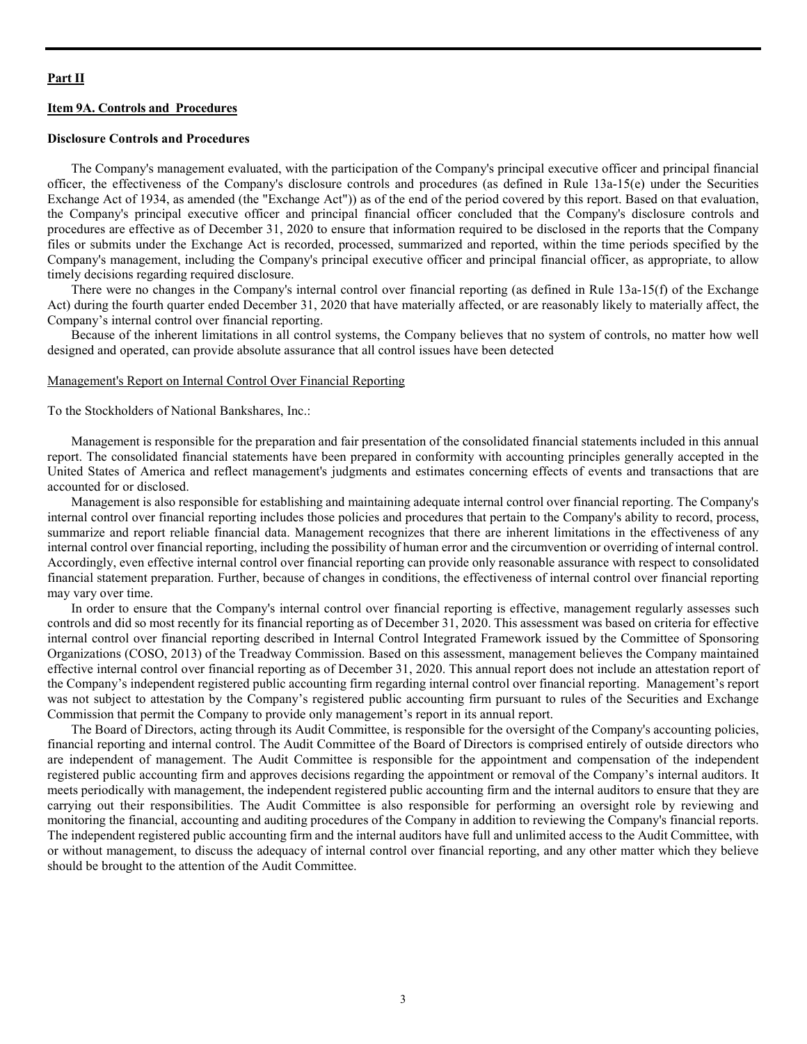**Part II**

**Item 9A. Controls and Procedures**

**Disclosure Controls and Procedures**

The Company's management evaluated, with the participation of the Company's principal executive officer and principal financial officer, the effectiveness of the Company's disclosure controls and procedures (as defined in Rule 13a-15(e) under the Securities Exchange Act of 1934, as amended (the "Exchange Act")) as of the end of the period covered by this report. Based on that evaluation, the Company's principal executive officer and principal financial officer concluded that the Company's disclosure controls and procedures are effective as of December 31, 2020 to ensure that information required to be disclosed in the reports that the Company files or submits under the Exchange Act is recorded, processed, summarized and reported, within the time periods specified by the Company's management, including the Company's principal executive officer and principal financial officer, as appropriate, to allow timely decisions regarding required disclosure.

There were no changes in the Company's internal control over financial reporting (as defined in Rule 13a-15(f) of the Exchange Act) during the fourth quarter ended December 31, 2020 that have materially affected, or are reasonably likely to materially affect, the Company's internal control over financial reporting.

Because of the inherent limitations in all control systems, the Company believes that no system of controls, no matter how well designed and operated, can provide absolute assurance that all control issues have been detected

Management's Report on Internal Control Over Financial Reporting

To the Stockholders of National Bankshares, Inc.:

Management is responsible for the preparation and fair presentation of the consolidated financial statements included in this annual report. The consolidated financial statements have been prepared in conformity with accounting principles generally accepted in the United States of America and reflect management's judgments and estimates concerning effects of events and transactions that are accounted for or disclosed.

Management is also responsible for establishing and maintaining adequate internal control over financial reporting. The Company's internal control over financial reporting includes those policies and procedures that pertain to the Company's ability to record, process, summarize and report reliable financial data. Management recognizes that there are inherent limitations in the effectiveness of any internal control over financial reporting, including the possibility of human error and the circumvention or overriding of internal control. Accordingly, even effective internal control over financial reporting can provide only reasonable assurance with respect to consolidated financial statement preparation. Further, because of changes in conditions, the effectiveness of internal control over financial reporting may vary over time.

In order to ensure that the Company's internal control over financial reporting is effective, management regularly assesses such controls and did so most recently for its financial reporting as of December 31, 2020. This assessment was based on criteria for effective internal control over financial reporting described in Internal Control Integrated Framework issued by the Committee of Sponsoring Organizations (COSO, 2013) of the Treadway Commission. Based on this assessment, management believes the Company maintained effective internal control over financial reporting as of December 31, 2020. This annual report does not include an attestation report of the Company's independent registered public accounting firm regarding internal control over financial reporting. Management's report was not subject to attestation by the Company's registered public accounting firm pursuant to rules of the Securities and Exchange Commission that permit the Company to provide only management's report in its annual report.

The Board of Directors, acting through its Audit Committee, is responsible for the oversight of the Company's accounting policies, financial reporting and internal control. The Audit Committee of the Board of Directors is comprised entirely of outside directors who are independent of management. The Audit Committee is responsible for the appointment and compensation of the independent registered public accounting firm and approves decisions regarding the appointment or removal of the Company's internal auditors. It meets periodically with management, the independent registered public accounting firm and the internal auditors to ensure that they are carrying out their responsibilities. The Audit Committee is also responsible for performing an oversight role by reviewing and monitoring the financial, accounting and auditing procedures of the Company in addition to reviewing the Company's financial reports. The independent registered public accounting firm and the internal auditors have full and unlimited access to the Audit Committee, with or without management, to discuss the adequacy of internal control over financial reporting, and any other matter which they believe should be brought to the attention of the Audit Committee.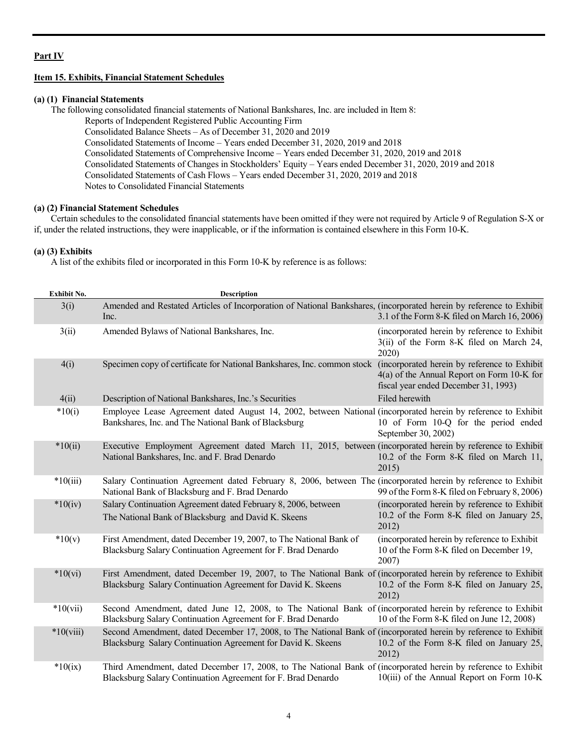## Part IV

### Item 15. Exhibits, Financial Statement Schedules

**(a) (1) Financial Statements**

The following consolidated financial statements of National Bankshares, Inc. are included in Item 8:

Reports of Independent Registered Public Accounting Firm
Consolidated Balance Sheets – As of December 31, 2020 and 2019
Consolidated Statements of Income – Years ended December 31, 2020, 2019 and 2018
Consolidated Statements of Comprehensive Income – Years ended December 31, 2020, 2019 and 2018
Consolidated Statements of Changes in Stockholders' Equity – Years ended December 31, 2020, 2019 and 2018
Consolidated Statements of Cash Flows – Years ended December 31, 2020, 2019 and 2018
Notes to Consolidated Financial Statements

**(a) (2) Financial Statement Schedules**

Certain schedules to the consolidated financial statements have been omitted if they were not required by Article 9 of Regulation S-X or if, under the related instructions, they were inapplicable, or if the information is contained elsewhere in this Form 10-K.

**(a) (3) Exhibits**

A list of the exhibits filed or incorporated in this Form 10-K by reference is as follows:

| Exhibit No. | Description | |
|---|---|---|
| 3(i) | Amended and Restated Articles of Incorporation of National Bankshares, Inc. | (incorporated herein by reference to Exhibit 3.1 of the Form 8-K filed on March 16, 2006) |
| 3(ii) | Amended Bylaws of National Bankshares, Inc. | (incorporated herein by reference to Exhibit 3(ii) of the Form 8-K filed on March 24, 2020) |
| 4(i) | Specimen copy of certificate for National Bankshares, Inc. common stock | (incorporated herein by reference to Exhibit 4(a) of the Annual Report on Form 10-K for fiscal year ended December 31, 1993) |
| 4(ii) | Description of National Bankshares, Inc.'s Securities | Filed herewith |
| *10(i) | Employee Lease Agreement dated August 14, 2002, between National Bankshares, Inc. and The National Bank of Blacksburg | (incorporated herein by reference to Exhibit 10 of Form 10-Q for the period ended September 30, 2002) |
| *10(ii) | Executive Employment Agreement dated March 11, 2015, between National Bankshares, Inc. and F. Brad Denardo | (incorporated herein by reference to Exhibit 10.2 of the Form 8-K filed on March 11, 2015) |
| *10(iii) | Salary Continuation Agreement dated February 8, 2006, between The National Bank of Blacksburg and F. Brad Denardo | (incorporated herein by reference to Exhibit 99 of the Form 8-K filed on February 8, 2006) |
| *10(iv) | Salary Continuation Agreement dated February 8, 2006, between The National Bank of Blacksburg and David K. Skeens | (incorporated herein by reference to Exhibit 10.2 of the Form 8-K filed on January 25, 2012) |
| *10(v) | First Amendment, dated December 19, 2007, to The National Bank of Blacksburg Salary Continuation Agreement for F. Brad Denardo | (incorporated herein by reference to Exhibit 10 of the Form 8-K filed on December 19, 2007) |
| *10(vi) | First Amendment, dated December 19, 2007, to The National Bank of Blacksburg Salary Continuation Agreement for David K. Skeens | (incorporated herein by reference to Exhibit 10.2 of the Form 8-K filed on January 25, 2012) |
| *10(vii) | Second Amendment, dated June 12, 2008, to The National Bank of Blacksburg Salary Continuation Agreement for F. Brad Denardo | (incorporated herein by reference to Exhibit 10 of the Form 8-K filed on June 12, 2008) |
| *10(viii) | Second Amendment, dated December 17, 2008, to The National Bank of Blacksburg Salary Continuation Agreement for David K. Skeens | (incorporated herein by reference to Exhibit 10.2 of the Form 8-K filed on January 25, 2012) |
| *10(ix) | Third Amendment, dated December 17, 2008, to The National Bank of Blacksburg Salary Continuation Agreement for F. Brad Denardo | (incorporated herein by reference to Exhibit 10(iii) of the Annual Report on Form 10-K |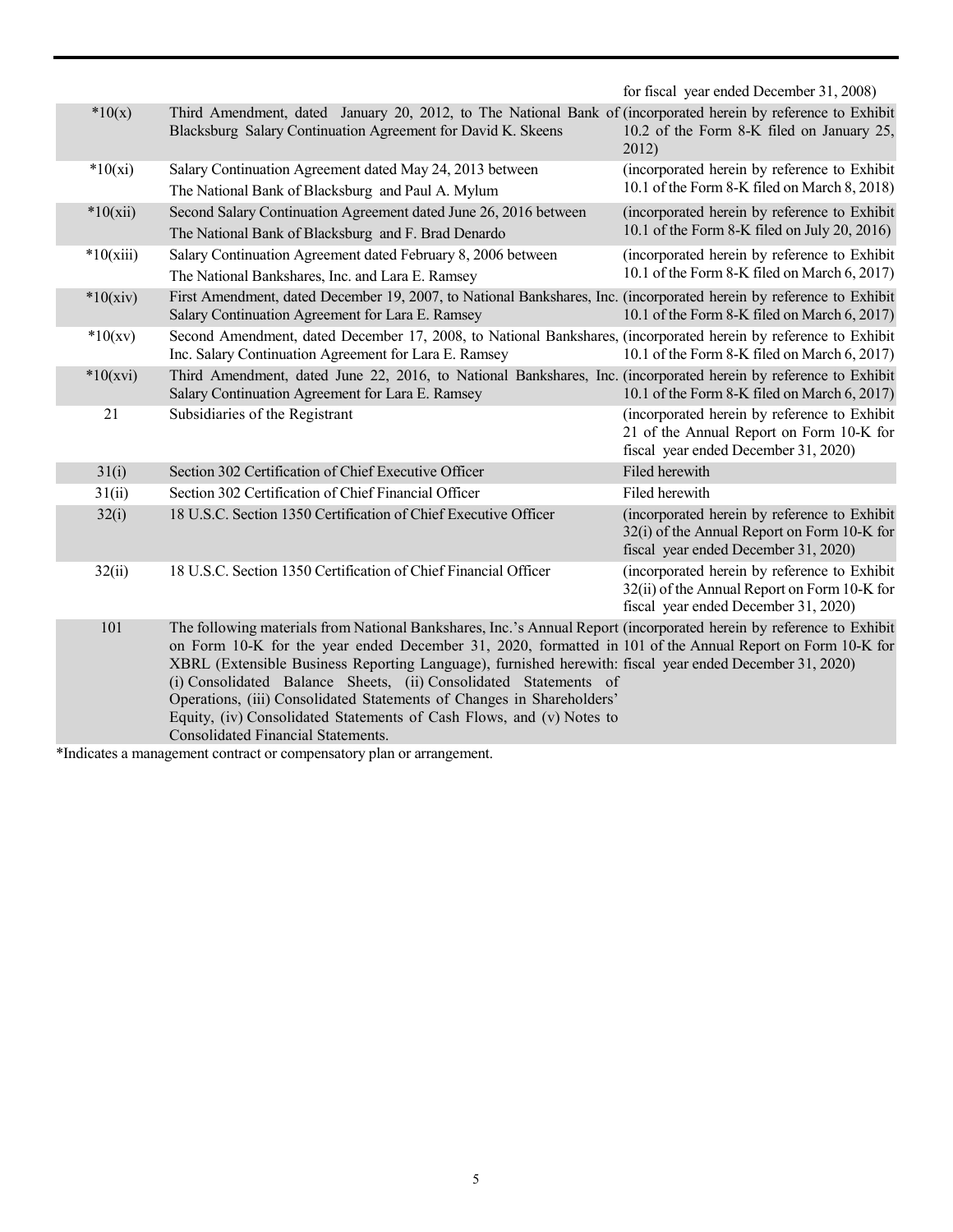| | | for fiscal year ended December 31, 2008) |
|---|---|---|
| *10(x) | Third Amendment, dated January 20, 2012, to The National Bank of Blacksburg Salary Continuation Agreement for David K. Skeens | (incorporated herein by reference to Exhibit 10.2 of the Form 8-K filed on January 25, 2012) |
| *10(xi) | Salary Continuation Agreement dated May 24, 2013 between The National Bank of Blacksburg and Paul A. Mylum | (incorporated herein by reference to Exhibit 10.1 of the Form 8-K filed on March 8, 2018) |
| *10(xii) | Second Salary Continuation Agreement dated June 26, 2016 between The National Bank of Blacksburg and F. Brad Denardo | (incorporated herein by reference to Exhibit 10.1 of the Form 8-K filed on July 20, 2016) |
| *10(xiii) | Salary Continuation Agreement dated February 8, 2006 between The National Bankshares, Inc. and Lara E. Ramsey | (incorporated herein by reference to Exhibit 10.1 of the Form 8-K filed on March 6, 2017) |
| *10(xiv) | First Amendment, dated December 19, 2007, to National Bankshares, Inc. Salary Continuation Agreement for Lara E. Ramsey | (incorporated herein by reference to Exhibit 10.1 of the Form 8-K filed on March 6, 2017) |
| *10(xv) | Second Amendment, dated December 17, 2008, to National Bankshares, Inc. Salary Continuation Agreement for Lara E. Ramsey | (incorporated herein by reference to Exhibit 10.1 of the Form 8-K filed on March 6, 2017) |
| *10(xvi) | Third Amendment, dated June 22, 2016, to National Bankshares, Inc. Salary Continuation Agreement for Lara E. Ramsey | (incorporated herein by reference to Exhibit 10.1 of the Form 8-K filed on March 6, 2017) |
| 21 | Subsidiaries of the Registrant | (incorporated herein by reference to Exhibit 21 of the Annual Report on Form 10-K for fiscal year ended December 31, 2020) |
| 31(i) | Section 302 Certification of Chief Executive Officer | Filed herewith |
| 31(ii) | Section 302 Certification of Chief Financial Officer | Filed herewith |
| 32(i) | 18 U.S.C. Section 1350 Certification of Chief Executive Officer | (incorporated herein by reference to Exhibit 32(i) of the Annual Report on Form 10-K for fiscal year ended December 31, 2020) |
| 32(ii) | 18 U.S.C. Section 1350 Certification of Chief Financial Officer | (incorporated herein by reference to Exhibit 32(ii) of the Annual Report on Form 10-K for fiscal year ended December 31, 2020) |
| 101 | The following materials from National Bankshares, Inc.'s Annual Report on Form 10-K for the year ended December 31, 2020, formatted in XBRL (Extensible Business Reporting Language), furnished herewith: (i) Consolidated Balance Sheets, (ii) Consolidated Statements of Operations, (iii) Consolidated Statements of Changes in Shareholders' Equity, (iv) Consolidated Statements of Cash Flows, and (v) Notes to Consolidated Financial Statements. | (incorporated herein by reference to Exhibit 101 of the Annual Report on Form 10-K for fiscal year ended December 31, 2020) |

*Indicates a management contract or compensatory plan or arrangement.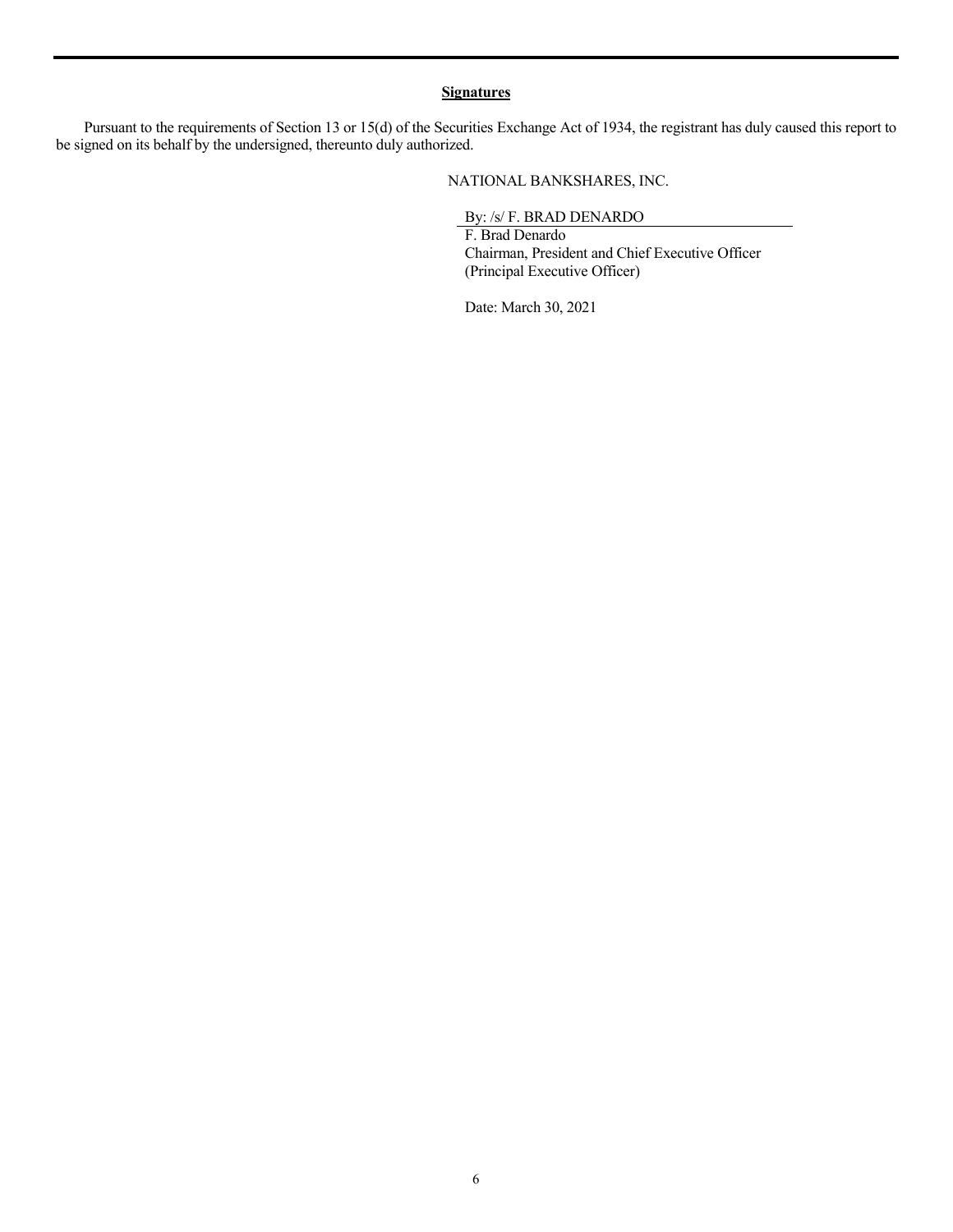## Signatures

Pursuant to the requirements of Section 13 or 15(d) of the Securities Exchange Act of 1934, the registrant has duly caused this report to be signed on its behalf by the undersigned, thereunto duly authorized.

NATIONAL BANKSHARES, INC.

By: /s/ F. BRAD DENARDO

F. Brad Denardo
Chairman, President and Chief Executive Officer
(Principal Executive Officer)

Date: March 30, 2021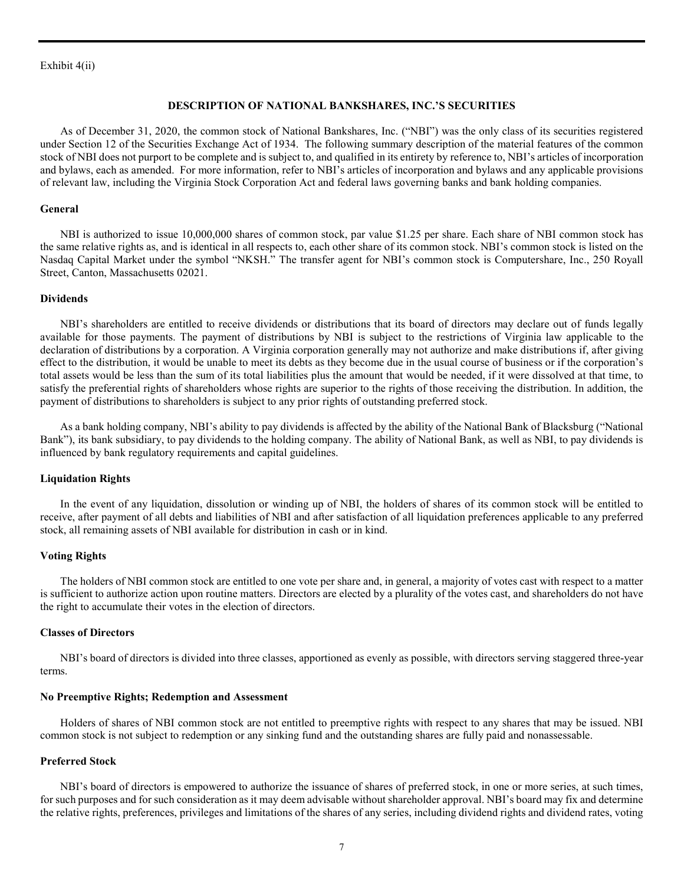Exhibit 4(ii)

## DESCRIPTION OF NATIONAL BANKSHARES, INC.'S SECURITIES

As of December 31, 2020, the common stock of National Bankshares, Inc. ("NBI") was the only class of its securities registered under Section 12 of the Securities Exchange Act of 1934. The following summary description of the material features of the common stock of NBI does not purport to be complete and is subject to, and qualified in its entirety by reference to, NBI's articles of incorporation and bylaws, each as amended. For more information, refer to NBI's articles of incorporation and bylaws and any applicable provisions of relevant law, including the Virginia Stock Corporation Act and federal laws governing banks and bank holding companies.

### General

NBI is authorized to issue 10,000,000 shares of common stock, par value $1.25 per share. Each share of NBI common stock has the same relative rights as, and is identical in all respects to, each other share of its common stock. NBI's common stock is listed on the Nasdaq Capital Market under the symbol "NKSH." The transfer agent for NBI's common stock is Computershare, Inc., 250 Royall Street, Canton, Massachusetts 02021.

### Dividends

NBI's shareholders are entitled to receive dividends or distributions that its board of directors may declare out of funds legally available for those payments. The payment of distributions by NBI is subject to the restrictions of Virginia law applicable to the declaration of distributions by a corporation. A Virginia corporation generally may not authorize and make distributions if, after giving effect to the distribution, it would be unable to meet its debts as they become due in the usual course of business or if the corporation's total assets would be less than the sum of its total liabilities plus the amount that would be needed, if it were dissolved at that time, to satisfy the preferential rights of shareholders whose rights are superior to the rights of those receiving the distribution. In addition, the payment of distributions to shareholders is subject to any prior rights of outstanding preferred stock.

As a bank holding company, NBI's ability to pay dividends is affected by the ability of the National Bank of Blacksburg ("National Bank"), its bank subsidiary, to pay dividends to the holding company. The ability of National Bank, as well as NBI, to pay dividends is influenced by bank regulatory requirements and capital guidelines.

### Liquidation Rights

In the event of any liquidation, dissolution or winding up of NBI, the holders of shares of its common stock will be entitled to receive, after payment of all debts and liabilities of NBI and after satisfaction of all liquidation preferences applicable to any preferred stock, all remaining assets of NBI available for distribution in cash or in kind.

### Voting Rights

The holders of NBI common stock are entitled to one vote per share and, in general, a majority of votes cast with respect to a matter is sufficient to authorize action upon routine matters. Directors are elected by a plurality of the votes cast, and shareholders do not have the right to accumulate their votes in the election of directors.

### Classes of Directors

NBI's board of directors is divided into three classes, apportioned as evenly as possible, with directors serving staggered three-year terms.

### No Preemptive Rights; Redemption and Assessment

Holders of shares of NBI common stock are not entitled to preemptive rights with respect to any shares that may be issued. NBI common stock is not subject to redemption or any sinking fund and the outstanding shares are fully paid and nonassessable.

### Preferred Stock

NBI's board of directors is empowered to authorize the issuance of shares of preferred stock, in one or more series, at such times, for such purposes and for such consideration as it may deem advisable without shareholder approval. NBI's board may fix and determine the relative rights, preferences, privileges and limitations of the shares of any series, including dividend rights and dividend rates, voting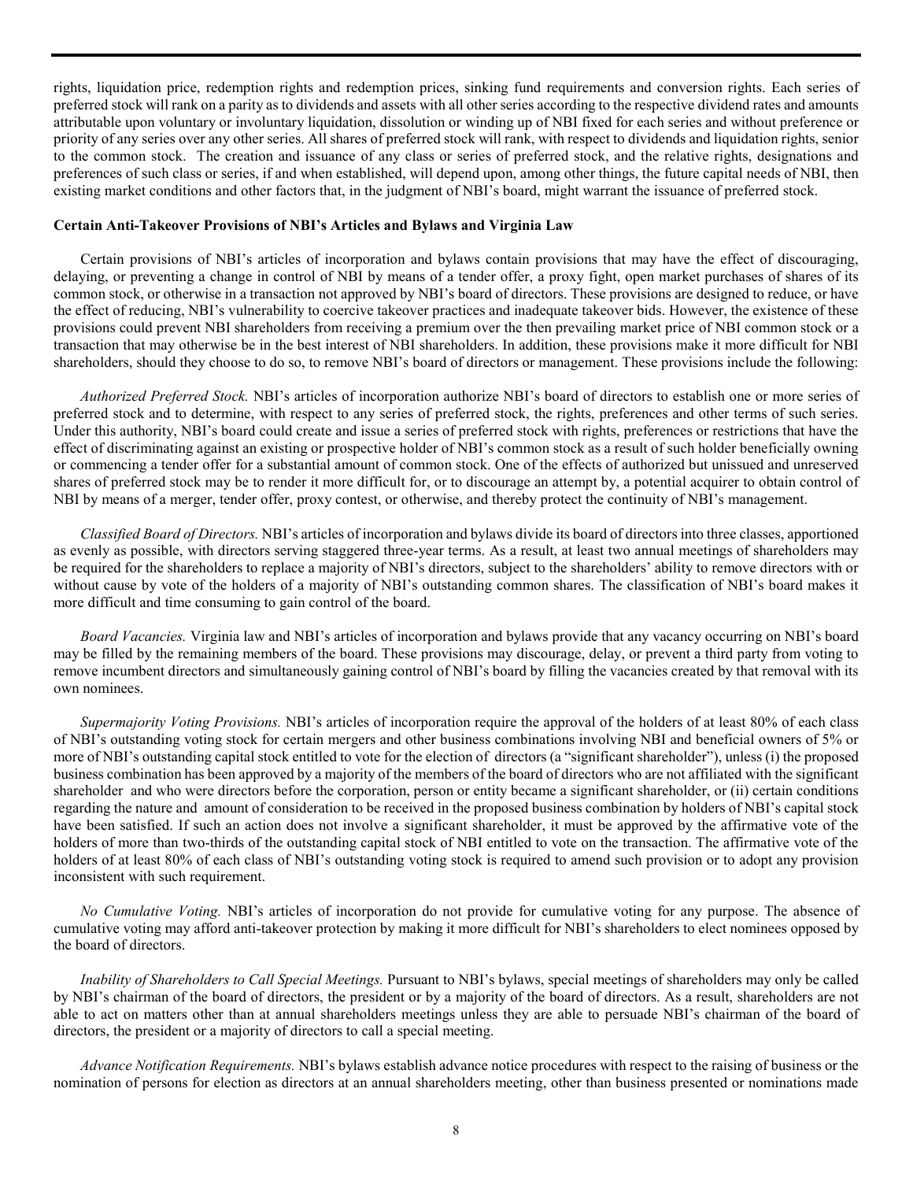rights, liquidation price, redemption rights and redemption prices, sinking fund requirements and conversion rights. Each series of preferred stock will rank on a parity as to dividends and assets with all other series according to the respective dividend rates and amounts attributable upon voluntary or involuntary liquidation, dissolution or winding up of NBI fixed for each series and without preference or priority of any series over any other series. All shares of preferred stock will rank, with respect to dividends and liquidation rights, senior to the common stock. The creation and issuance of any class or series of preferred stock, and the relative rights, designations and preferences of such class or series, if and when established, will depend upon, among other things, the future capital needs of NBI, then existing market conditions and other factors that, in the judgment of NBI's board, might warrant the issuance of preferred stock.

**Certain Anti-Takeover Provisions of NBI's Articles and Bylaws and Virginia Law**

Certain provisions of NBI's articles of incorporation and bylaws contain provisions that may have the effect of discouraging, delaying, or preventing a change in control of NBI by means of a tender offer, a proxy fight, open market purchases of shares of its common stock, or otherwise in a transaction not approved by NBI's board of directors. These provisions are designed to reduce, or have the effect of reducing, NBI's vulnerability to coercive takeover practices and inadequate takeover bids. However, the existence of these provisions could prevent NBI shareholders from receiving a premium over the then prevailing market price of NBI common stock or a transaction that may otherwise be in the best interest of NBI shareholders. In addition, these provisions make it more difficult for NBI shareholders, should they choose to do so, to remove NBI's board of directors or management. These provisions include the following:

*Authorized Preferred Stock.* NBI's articles of incorporation authorize NBI's board of directors to establish one or more series of preferred stock and to determine, with respect to any series of preferred stock, the rights, preferences and other terms of such series. Under this authority, NBI's board could create and issue a series of preferred stock with rights, preferences or restrictions that have the effect of discriminating against an existing or prospective holder of NBI's common stock as a result of such holder beneficially owning or commencing a tender offer for a substantial amount of common stock. One of the effects of authorized but unissued and unreserved shares of preferred stock may be to render it more difficult for, or to discourage an attempt by, a potential acquirer to obtain control of NBI by means of a merger, tender offer, proxy contest, or otherwise, and thereby protect the continuity of NBI's management.

*Classified Board of Directors.* NBI's articles of incorporation and bylaws divide its board of directors into three classes, apportioned as evenly as possible, with directors serving staggered three-year terms. As a result, at least two annual meetings of shareholders may be required for the shareholders to replace a majority of NBI's directors, subject to the shareholders' ability to remove directors with or without cause by vote of the holders of a majority of NBI's outstanding common shares. The classification of NBI's board makes it more difficult and time consuming to gain control of the board.

*Board Vacancies.* Virginia law and NBI's articles of incorporation and bylaws provide that any vacancy occurring on NBI's board may be filled by the remaining members of the board. These provisions may discourage, delay, or prevent a third party from voting to remove incumbent directors and simultaneously gaining control of NBI's board by filling the vacancies created by that removal with its own nominees.

*Supermajority Voting Provisions.* NBI's articles of incorporation require the approval of the holders of at least 80% of each class of NBI's outstanding voting stock for certain mergers and other business combinations involving NBI and beneficial owners of 5% or more of NBI's outstanding capital stock entitled to vote for the election of directors (a "significant shareholder"), unless (i) the proposed business combination has been approved by a majority of the members of the board of directors who are not affiliated with the significant shareholder and who were directors before the corporation, person or entity became a significant shareholder, or (ii) certain conditions regarding the nature and amount of consideration to be received in the proposed business combination by holders of NBI's capital stock have been satisfied. If such an action does not involve a significant shareholder, it must be approved by the affirmative vote of the holders of more than two-thirds of the outstanding capital stock of NBI entitled to vote on the transaction. The affirmative vote of the holders of at least 80% of each class of NBI's outstanding voting stock is required to amend such provision or to adopt any provision inconsistent with such requirement.

*No Cumulative Voting.* NBI's articles of incorporation do not provide for cumulative voting for any purpose. The absence of cumulative voting may afford anti-takeover protection by making it more difficult for NBI's shareholders to elect nominees opposed by the board of directors.

*Inability of Shareholders to Call Special Meetings.* Pursuant to NBI's bylaws, special meetings of shareholders may only be called by NBI's chairman of the board of directors, the president or by a majority of the board of directors. As a result, shareholders are not able to act on matters other than at annual shareholders meetings unless they are able to persuade NBI's chairman of the board of directors, the president or a majority of directors to call a special meeting.

*Advance Notification Requirements.* NBI's bylaws establish advance notice procedures with respect to the raising of business or the nomination of persons for election as directors at an annual shareholders meeting, other than business presented or nominations made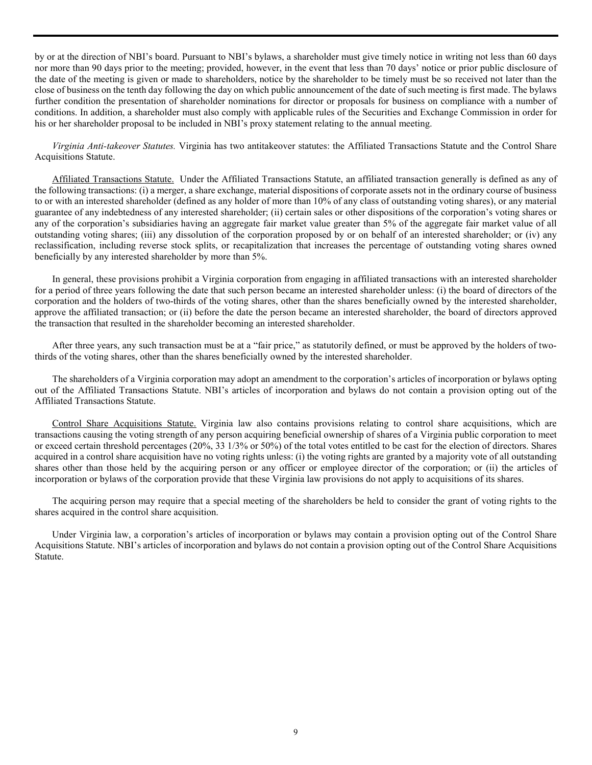by or at the direction of NBI's board. Pursuant to NBI's bylaws, a shareholder must give timely notice in writing not less than 60 days nor more than 90 days prior to the meeting; provided, however, in the event that less than 70 days' notice or prior public disclosure of the date of the meeting is given or made to shareholders, notice by the shareholder to be timely must be so received not later than the close of business on the tenth day following the day on which public announcement of the date of such meeting is first made. The bylaws further condition the presentation of shareholder nominations for director or proposals for business on compliance with a number of conditions. In addition, a shareholder must also comply with applicable rules of the Securities and Exchange Commission in order for his or her shareholder proposal to be included in NBI's proxy statement relating to the annual meeting.

*Virginia Anti-takeover Statutes.* Virginia has two antitakeover statutes: the Affiliated Transactions Statute and the Control Share Acquisitions Statute.

<u>Affiliated Transactions Statute.</u> Under the Affiliated Transactions Statute, an affiliated transaction generally is defined as any of the following transactions: (i) a merger, a share exchange, material dispositions of corporate assets not in the ordinary course of business to or with an interested shareholder (defined as any holder of more than 10% of any class of outstanding voting shares), or any material guarantee of any indebtedness of any interested shareholder; (ii) certain sales or other dispositions of the corporation's voting shares or any of the corporation's subsidiaries having an aggregate fair market value greater than 5% of the aggregate fair market value of all outstanding voting shares; (iii) any dissolution of the corporation proposed by or on behalf of an interested shareholder; or (iv) any reclassification, including reverse stock splits, or recapitalization that increases the percentage of outstanding voting shares owned beneficially by any interested shareholder by more than 5%.

In general, these provisions prohibit a Virginia corporation from engaging in affiliated transactions with an interested shareholder for a period of three years following the date that such person became an interested shareholder unless: (i) the board of directors of the corporation and the holders of two-thirds of the voting shares, other than the shares beneficially owned by the interested shareholder, approve the affiliated transaction; or (ii) before the date the person became an interested shareholder, the board of directors approved the transaction that resulted in the shareholder becoming an interested shareholder.

After three years, any such transaction must be at a "fair price," as statutorily defined, or must be approved by the holders of two-thirds of the voting shares, other than the shares beneficially owned by the interested shareholder.

The shareholders of a Virginia corporation may adopt an amendment to the corporation's articles of incorporation or bylaws opting out of the Affiliated Transactions Statute. NBI's articles of incorporation and bylaws do not contain a provision opting out of the Affiliated Transactions Statute.

<u>Control Share Acquisitions Statute.</u> Virginia law also contains provisions relating to control share acquisitions, which are transactions causing the voting strength of any person acquiring beneficial ownership of shares of a Virginia public corporation to meet or exceed certain threshold percentages (20%, 33 1/3% or 50%) of the total votes entitled to be cast for the election of directors. Shares acquired in a control share acquisition have no voting rights unless: (i) the voting rights are granted by a majority vote of all outstanding shares other than those held by the acquiring person or any officer or employee director of the corporation; or (ii) the articles of incorporation or bylaws of the corporation provide that these Virginia law provisions do not apply to acquisitions of its shares.

The acquiring person may require that a special meeting of the shareholders be held to consider the grant of voting rights to the shares acquired in the control share acquisition.

Under Virginia law, a corporation's articles of incorporation or bylaws may contain a provision opting out of the Control Share Acquisitions Statute. NBI's articles of incorporation and bylaws do not contain a provision opting out of the Control Share Acquisitions Statute.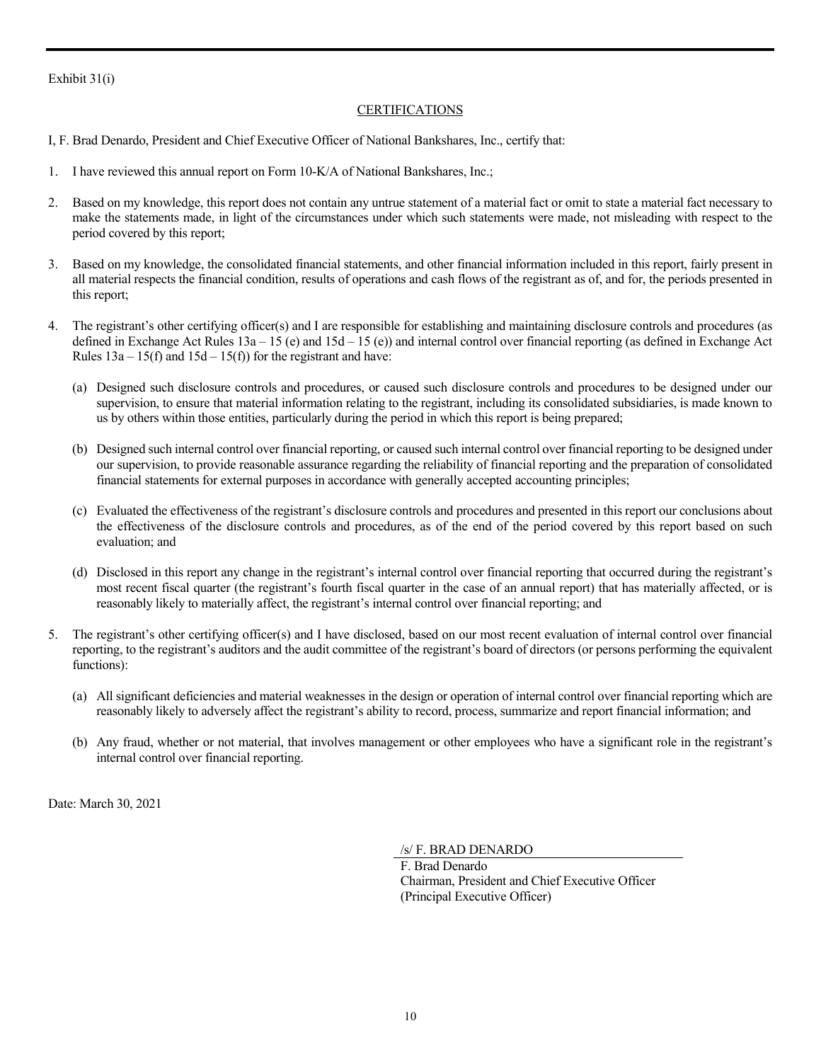Exhibit 31(i)

## CERTIFICATIONS

I, F. Brad Denardo, President and Chief Executive Officer of National Bankshares, Inc., certify that:

1. I have reviewed this annual report on Form 10-K/A of National Bankshares, Inc.;

2. Based on my knowledge, this report does not contain any untrue statement of a material fact or omit to state a material fact necessary to make the statements made, in light of the circumstances under which such statements were made, not misleading with respect to the period covered by this report;

3. Based on my knowledge, the consolidated financial statements, and other financial information included in this report, fairly present in all material respects the financial condition, results of operations and cash flows of the registrant as of, and for, the periods presented in this report;

4. The registrant's other certifying officer(s) and I are responsible for establishing and maintaining disclosure controls and procedures (as defined in Exchange Act Rules 13a – 15 (e) and 15d – 15 (e)) and internal control over financial reporting (as defined in Exchange Act Rules 13a – 15(f) and 15d – 15(f)) for the registrant and have:

   (a) Designed such disclosure controls and procedures, or caused such disclosure controls and procedures to be designed under our supervision, to ensure that material information relating to the registrant, including its consolidated subsidiaries, is made known to us by others within those entities, particularly during the period in which this report is being prepared;

   (b) Designed such internal control over financial reporting, or caused such internal control over financial reporting to be designed under our supervision, to provide reasonable assurance regarding the reliability of financial reporting and the preparation of consolidated financial statements for external purposes in accordance with generally accepted accounting principles;

   (c) Evaluated the effectiveness of the registrant's disclosure controls and procedures and presented in this report our conclusions about the effectiveness of the disclosure controls and procedures, as of the end of the period covered by this report based on such evaluation; and

   (d) Disclosed in this report any change in the registrant's internal control over financial reporting that occurred during the registrant's most recent fiscal quarter (the registrant's fourth fiscal quarter in the case of an annual report) that has materially affected, or is reasonably likely to materially affect, the registrant's internal control over financial reporting; and

5. The registrant's other certifying officer(s) and I have disclosed, based on our most recent evaluation of internal control over financial reporting, to the registrant's auditors and the audit committee of the registrant's board of directors (or persons performing the equivalent functions):

   (a) All significant deficiencies and material weaknesses in the design or operation of internal control over financial reporting which are reasonably likely to adversely affect the registrant's ability to record, process, summarize and report financial information; and

   (b) Any fraud, whether or not material, that involves management or other employees who have a significant role in the registrant's internal control over financial reporting.

Date: March 30, 2021

/s/ F. BRAD DENARDO
F. Brad Denardo
Chairman, President and Chief Executive Officer
(Principal Executive Officer)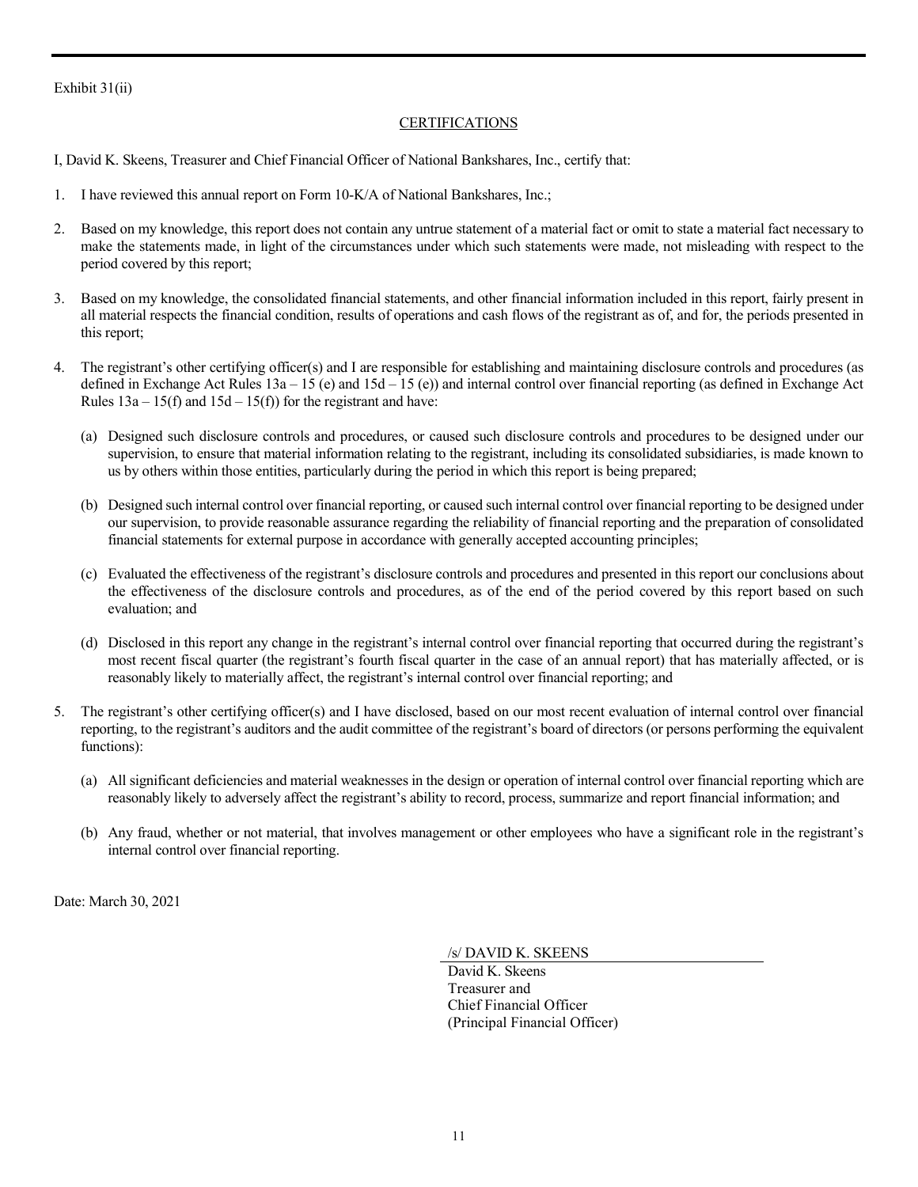Exhibit 31(ii)

## CERTIFICATIONS

I, David K. Skeens, Treasurer and Chief Financial Officer of National Bankshares, Inc., certify that:

1. I have reviewed this annual report on Form 10-K/A of National Bankshares, Inc.;

2. Based on my knowledge, this report does not contain any untrue statement of a material fact or omit to state a material fact necessary to make the statements made, in light of the circumstances under which such statements were made, not misleading with respect to the period covered by this report;

3. Based on my knowledge, the consolidated financial statements, and other financial information included in this report, fairly present in all material respects the financial condition, results of operations and cash flows of the registrant as of, and for, the periods presented in this report;

4. The registrant's other certifying officer(s) and I are responsible for establishing and maintaining disclosure controls and procedures (as defined in Exchange Act Rules 13a – 15 (e) and 15d – 15 (e)) and internal control over financial reporting (as defined in Exchange Act Rules 13a – 15(f) and 15d – 15(f)) for the registrant and have:

   (a) Designed such disclosure controls and procedures, or caused such disclosure controls and procedures to be designed under our supervision, to ensure that material information relating to the registrant, including its consolidated subsidiaries, is made known to us by others within those entities, particularly during the period in which this report is being prepared;

   (b) Designed such internal control over financial reporting, or caused such internal control over financial reporting to be designed under our supervision, to provide reasonable assurance regarding the reliability of financial reporting and the preparation of consolidated financial statements for external purpose in accordance with generally accepted accounting principles;

   (c) Evaluated the effectiveness of the registrant's disclosure controls and procedures and presented in this report our conclusions about the effectiveness of the disclosure controls and procedures, as of the end of the period covered by this report based on such evaluation; and

   (d) Disclosed in this report any change in the registrant's internal control over financial reporting that occurred during the registrant's most recent fiscal quarter (the registrant's fourth fiscal quarter in the case of an annual report) that has materially affected, or is reasonably likely to materially affect, the registrant's internal control over financial reporting; and

5. The registrant's other certifying officer(s) and I have disclosed, based on our most recent evaluation of internal control over financial reporting, to the registrant's auditors and the audit committee of the registrant's board of directors (or persons performing the equivalent functions):

   (a) All significant deficiencies and material weaknesses in the design or operation of internal control over financial reporting which are reasonably likely to adversely affect the registrant's ability to record, process, summarize and report financial information; and

   (b) Any fraud, whether or not material, that involves management or other employees who have a significant role in the registrant's internal control over financial reporting.

Date: March 30, 2021

/s/ DAVID K. SKEENS

David K. Skeens
Treasurer and
Chief Financial Officer
(Principal Financial Officer)